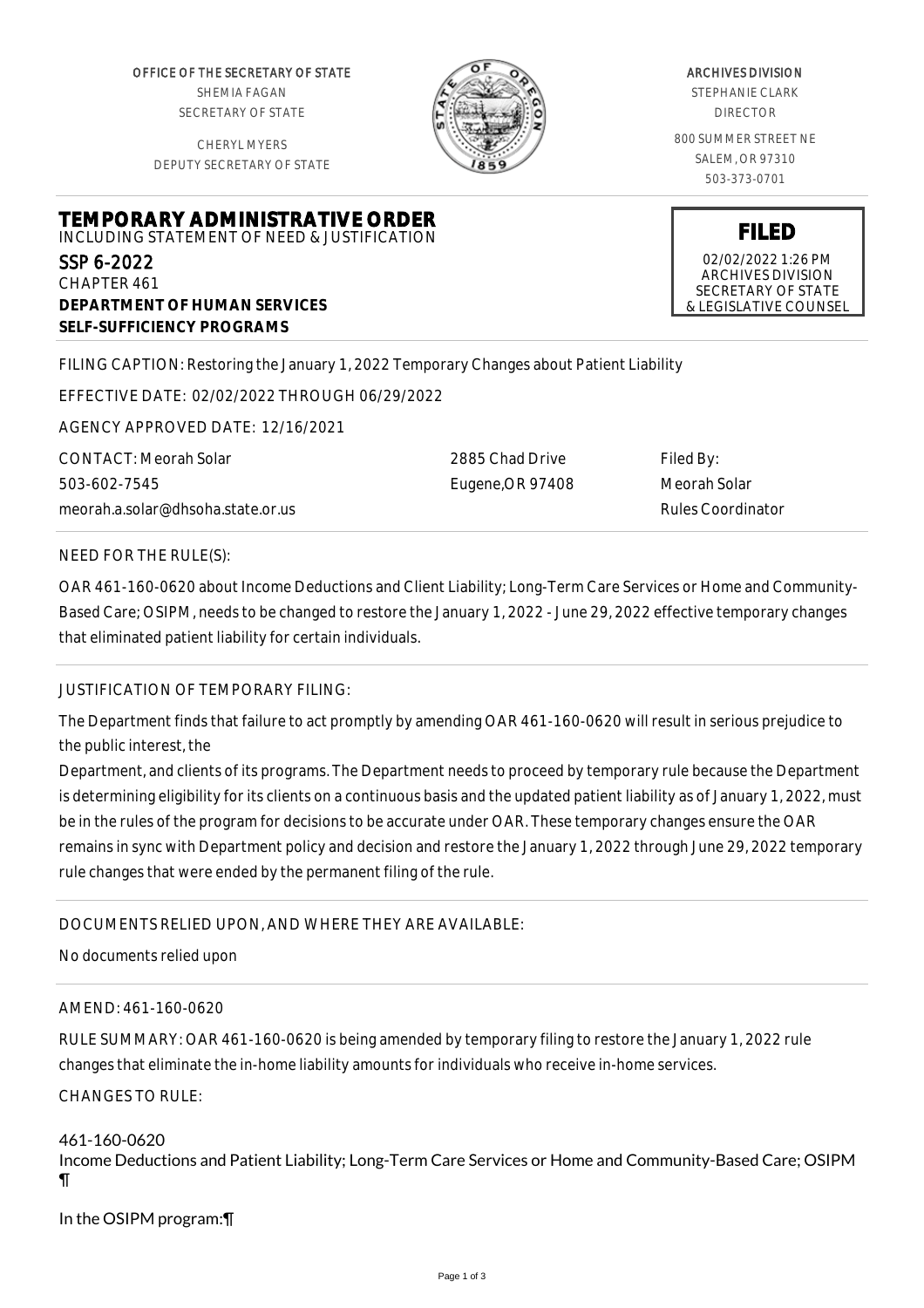OFFICE OF THE SECRETARY OF STATE
SHEMIA FAGAN
SECRETARY OF STATE

CHERYL MYERS
DEPUTY SECRETARY OF STATE

ARCHIVES DIVISION
STEPHANIE CLARK
DIRECTOR

800 SUMMER STREET NE
SALEM, OR 97310
503-373-0701

**FILED**
02/02/2022 1:26 PM
ARCHIVES DIVISION
SECRETARY OF STATE
& LEGISLATIVE COUNSEL

# TEMPORARY ADMINISTRATIVE ORDER

INCLUDING STATEMENT OF NEED & JUSTIFICATION

SSP 6-2022
CHAPTER 461
**DEPARTMENT OF HUMAN SERVICES**
**SELF-SUFFICIENCY PROGRAMS**

FILING CAPTION: Restoring the January 1, 2022 Temporary Changes about Patient Liability

EFFECTIVE DATE: 02/02/2022 THROUGH 06/29/2022

AGENCY APPROVED DATE: 12/16/2021

CONTACT: Meorah Solar
503-602-7545
meorah.a.solar@dhsoha.state.or.us

2885 Chad Drive
Eugene,OR 97408

Filed By:
Meorah Solar
Rules Coordinator

NEED FOR THE RULE(S):

OAR 461-160-0620 about Income Deductions and Client Liability; Long-Term Care Services or Home and Community-Based Care; OSIPM, needs to be changed to restore the January 1, 2022 - June 29, 2022 effective temporary changes that eliminated patient liability for certain individuals.

JUSTIFICATION OF TEMPORARY FILING:

The Department finds that failure to act promptly by amending OAR 461-160-0620 will result in serious prejudice to the public interest, the
Department, and clients of its programs. The Department needs to proceed by temporary rule because the Department is determining eligibility for its clients on a continuous basis and the updated patient liability as of January 1, 2022, must be in the rules of the program for decisions to be accurate under OAR. These temporary changes ensure the OAR remains in sync with Department policy and decision and restore the January 1, 2022 through June 29, 2022 temporary rule changes that were ended by the permanent filing of the rule.

DOCUMENTS RELIED UPON, AND WHERE THEY ARE AVAILABLE:

No documents relied upon

AMEND: 461-160-0620

RULE SUMMARY: OAR 461-160-0620 is being amended by temporary filing to restore the January 1, 2022 rule changes that eliminate the in-home liability amounts for individuals who receive in-home services.

CHANGES TO RULE:

461-160-0620
Income Deductions and Patient Liability; Long-Term Care Services or Home and Community-Based Care; OSIPM ¶

In the OSIPM program:¶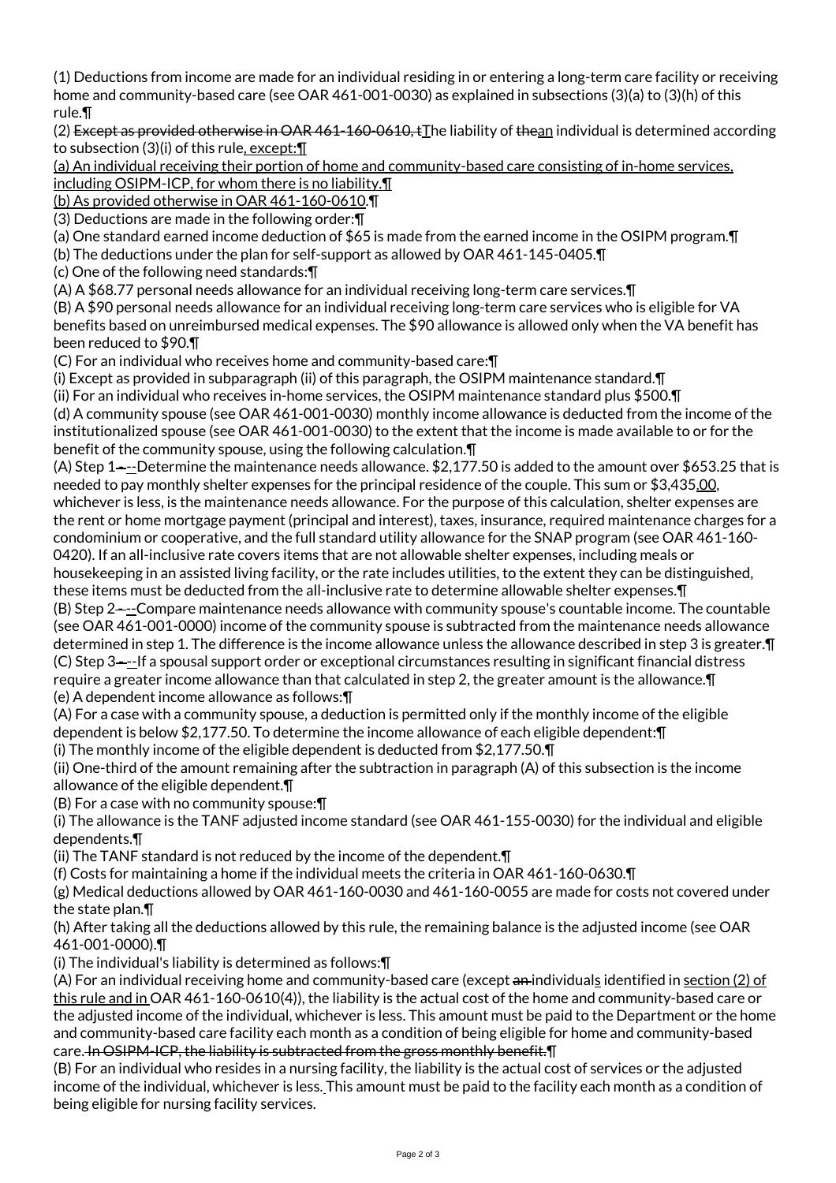(1) Deductions from income are made for an individual residing in or entering a long-term care facility or receiving home and community-based care (see OAR 461-001-0030) as explained in subsections (3)(a) to (3)(h) of this rule.¶

(2) ~~Except as provided otherwise in OAR 461-160-0610, t~~<u>T</u>he liability of ~~the~~<u>an</u> individual is determined according to subsection (3)(i) of this rule<u>, except:</u>¶

<u>(a) An individual receiving their portion of home and community-based care consisting of in-home services, including OSIPM-ICP, for whom there is no liability.</u>¶

<u>(b) As provided otherwise in OAR 461-160-0610</u>.¶

(3) Deductions are made in the following order:¶

(a) One standard earned income deduction of $65 is made from the earned income in the OSIPM program.¶

(b) The deductions under the plan for self-support as allowed by OAR 461-145-0405.¶

(c) One of the following need standards:¶

(A) A $68.77 personal needs allowance for an individual receiving long-term care services.¶

(B) A $90 personal needs allowance for an individual receiving long-term care services who is eligible for VA benefits based on unreimbursed medical expenses. The $90 allowance is allowed only when the VA benefit has been reduced to $90.¶

(C) For an individual who receives home and community-based care:¶

(i) Except as provided in subparagraph (ii) of this paragraph, the OSIPM maintenance standard.¶

(ii) For an individual who receives in-home services, the OSIPM maintenance standard plus $500.¶

(d) A community spouse (see OAR 461-001-0030) monthly income allowance is deducted from the income of the institutionalized spouse (see OAR 461-001-0030) to the extent that the income is made available to or for the benefit of the community spouse, using the following calculation.¶

(A) Step 1~~-~~<u>--</u>Determine the maintenance needs allowance. $2,177.50 is added to the amount over $653.25 that is needed to pay monthly shelter expenses for the principal residence of the couple. This sum or $3,435<u>.00</u>, whichever is less, is the maintenance needs allowance. For the purpose of this calculation, shelter expenses are the rent or home mortgage payment (principal and interest), taxes, insurance, required maintenance charges for a condominium or cooperative, and the full standard utility allowance for the SNAP program (see OAR 461-160-0420). If an all-inclusive rate covers items that are not allowable shelter expenses, including meals or housekeeping in an assisted living facility, or the rate includes utilities, to the extent they can be distinguished, these items must be deducted from the all-inclusive rate to determine allowable shelter expenses.¶

(B) Step 2~~-~~<u>--</u>Compare maintenance needs allowance with community spouse's countable income. The countable (see OAR 461-001-0000) income of the community spouse is subtracted from the maintenance needs allowance determined in step 1. The difference is the income allowance unless the allowance described in step 3 is greater.¶

(C) Step 3~~-~~<u>--</u>If a spousal support order or exceptional circumstances resulting in significant financial distress require a greater income allowance than that calculated in step 2, the greater amount is the allowance.¶

(e) A dependent income allowance as follows:¶

(A) For a case with a community spouse, a deduction is permitted only if the monthly income of the eligible dependent is below $2,177.50. To determine the income allowance of each eligible dependent:¶

(i) The monthly income of the eligible dependent is deducted from $2,177.50.¶

(ii) One-third of the amount remaining after the subtraction in paragraph (A) of this subsection is the income allowance of the eligible dependent.¶

(B) For a case with no community spouse:¶

(i) The allowance is the TANF adjusted income standard (see OAR 461-155-0030) for the individual and eligible dependents.¶

(ii) The TANF standard is not reduced by the income of the dependent.¶

(f) Costs for maintaining a home if the individual meets the criteria in OAR 461-160-0630.¶

(g) Medical deductions allowed by OAR 461-160-0030 and 461-160-0055 are made for costs not covered under the state plan.¶

(h) After taking all the deductions allowed by this rule, the remaining balance is the adjusted income (see OAR 461-001-0000).¶

(i) The individual's liability is determined as follows:¶

(A) For an individual receiving home and community-based care (except ~~an~~ individual<u>s</u> identified in <u>section (2) of this rule and in</u> OAR 461-160-0610(4)), the liability is the actual cost of the home and community-based care or the adjusted income of the individual, whichever is less. This amount must be paid to the Department or the home and community-based care facility each month as a condition of being eligible for home and community-based care.~~ In OSIPM-ICP, the liability is subtracted from the gross monthly benefit.~~¶

(B) For an individual who resides in a nursing facility, the liability is the actual cost of services or the adjusted income of the individual, whichever is less. This amount must be paid to the facility each month as a condition of being eligible for nursing facility services.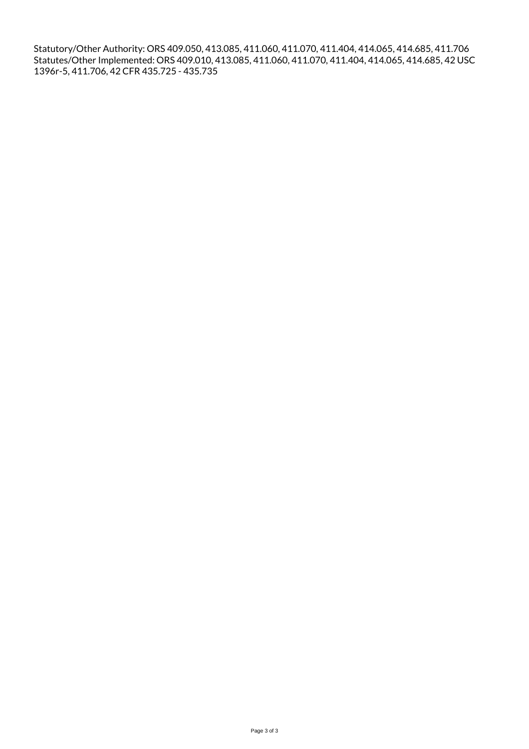Statutory/Other Authority: ORS 409.050, 413.085, 411.060, 411.070, 411.404, 414.065, 414.685, 411.706
Statutes/Other Implemented: ORS 409.010, 413.085, 411.060, 411.070, 411.404, 414.065, 414.685, 42 USC 1396r-5, 411.706, 42 CFR 435.725 - 435.735